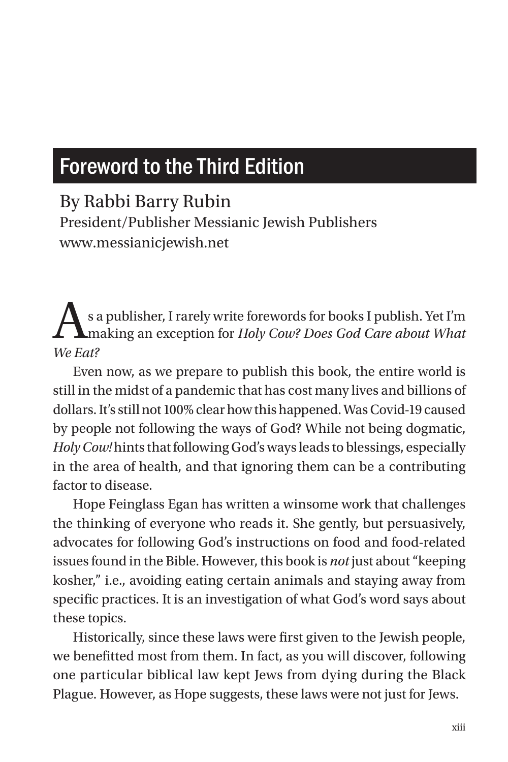# Foreword to the Third Edition

By Rabbi Barry Rubin
President/Publisher Messianic Jewish Publishers
www.messianicjewish.net

As a publisher, I rarely write forewords for books I publish. Yet I'm making an exception for *Holy Cow? Does God Care about What We Eat?*

Even now, as we prepare to publish this book, the entire world is still in the midst of a pandemic that has cost many lives and billions of dollars. It's still not 100% clear how this happened. Was Covid-19 caused by people not following the ways of God? While not being dogmatic, *Holy Cow!* hints that following God's ways leads to blessings, especially in the area of health, and that ignoring them can be a contributing factor to disease.

Hope Feinglass Egan has written a winsome work that challenges the thinking of everyone who reads it. She gently, but persuasively, advocates for following God's instructions on food and food-related issues found in the Bible. However, this book is *not* just about "keeping kosher," i.e., avoiding eating certain animals and staying away from specific practices. It is an investigation of what God's word says about these topics.

Historically, since these laws were first given to the Jewish people, we benefitted most from them. In fact, as you will discover, following one particular biblical law kept Jews from dying during the Black Plague. However, as Hope suggests, these laws were not just for Jews.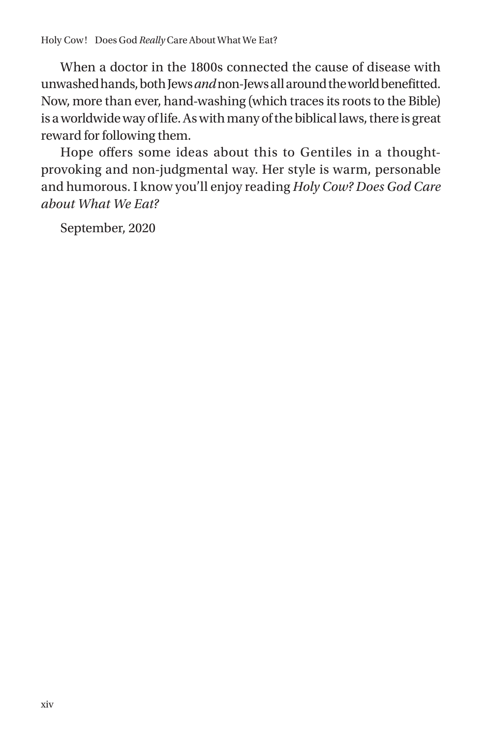When a doctor in the 1800s connected the cause of disease with unwashed hands, both Jews *and* non-Jews all around the world benefitted. Now, more than ever, hand-washing (which traces its roots to the Bible) is a worldwide way of life. As with many of the biblical laws, there is great reward for following them.

Hope offers some ideas about this to Gentiles in a thought-provoking and non-judgmental way. Her style is warm, personable and humorous. I know you'll enjoy reading *Holy Cow? Does God Care about What We Eat?*

September, 2020